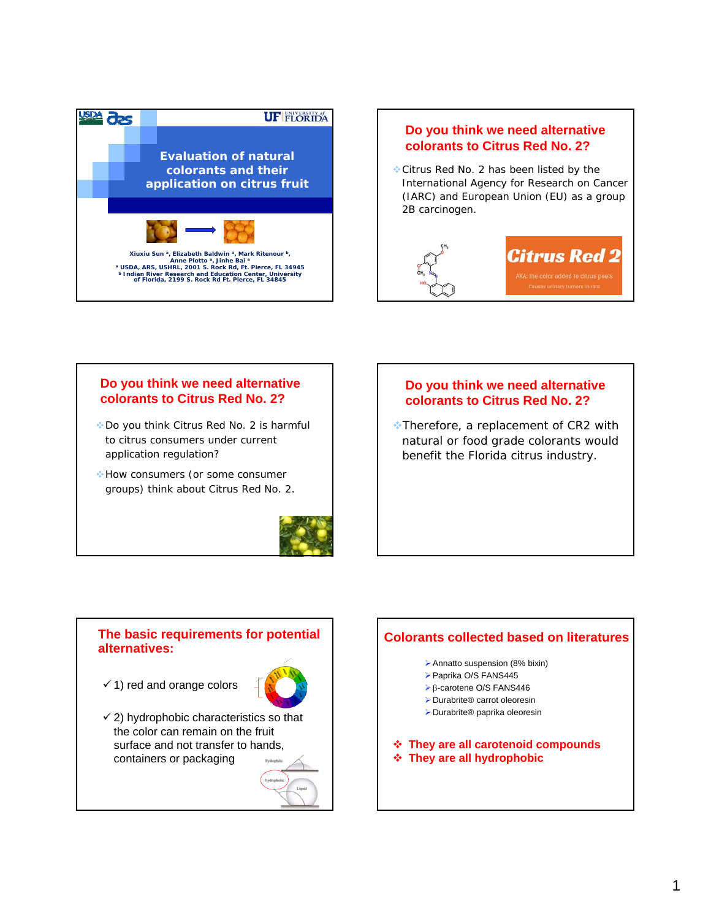# Evaluation of natural colorants and their application on citrus fruit

Xiuxiu Sun [a], Elizabeth Baldwin [a], Mark Ritenour [b], Anne Plotto [a], Jinhe Bai [a]

[a] USDA, ARS, USHRL, 2001 S. Rock Rd, Ft. Pierce, FL 34945
[b] Indian River Research and Education Center, University of Florida, 2199 S. Rock Rd Ft. Pierce, FL 34845

## Do you think we need alternative colorants to Citrus Red No. 2?

- Citrus Red No. 2 has been listed by the International Agency for Research on Cancer (IARC) and European Union (EU) as a group 2B carcinogen.

Citrus Red 2

AKA: the color added to citrus peels

Causes urinary tumors in rats

## Do you think we need alternative colorants to Citrus Red No. 2?

- Do you think Citrus Red No. 2 is harmful to citrus consumers under current application regulation?
- How consumers (or some consumer groups) think about Citrus Red No. 2.

## Do you think we need alternative colorants to Citrus Red No. 2?

- Therefore, a replacement of CR2 with natural or food grade colorants would benefit the Florida citrus industry.

## The basic requirements for potential alternatives:

- ✓ 1) red and orange colors
- ✓ 2) hydrophobic characteristics so that the color can remain on the fruit surface and not transfer to hands, containers or packaging

## Colorants collected based on literatures

- Annatto suspension (8% bixin)
- Paprika O/S FANS445
- β-carotene O/S FANS446
- Durabrite® carrot oleoresin
- Durabrite® paprika oleoresin

- **They are all carotenoid compounds**
- **They are all hydrophobic**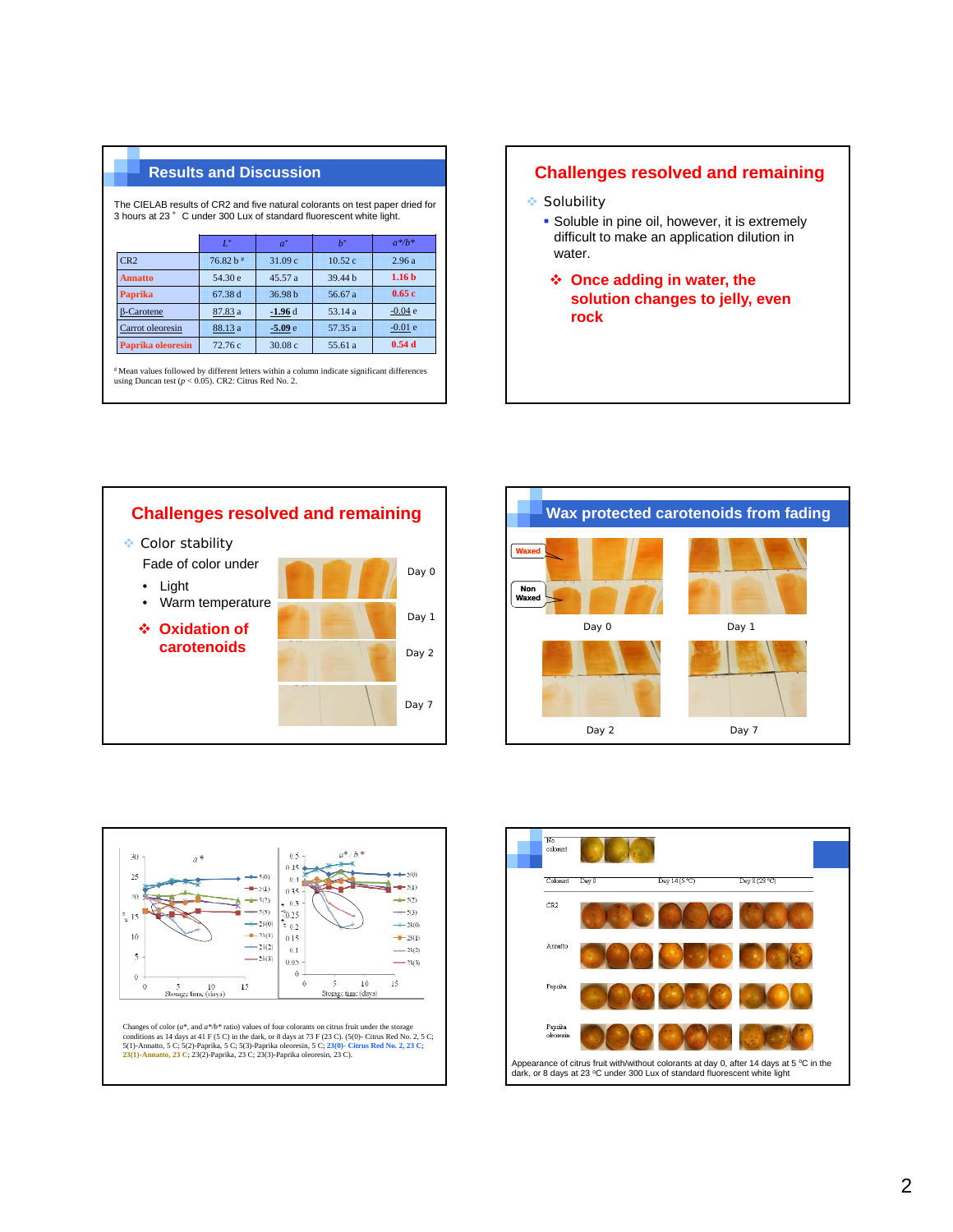## Results and Discussion

The CIELAB results of CR2 and five natural colorants on test paper dried for 3 hours at 23 ° C under 300 Lux of standard fluorescent white light.

| | $L^*$ | $a^*$ | $b^*$ | $a^*/b^*$ |
|---|---|---|---|---|
| CR2 | 76.82 b [a] | 31.09 c | 10.52 c | 2.96 a |
| Annatto | 54.30 e | 45.57 a | 39.44 b | **1.16 b** |
| Paprika | 67.38 d | 36.98 b | 56.67 a | **0.65 c** |
| β-Carotene | 87.83 a | -1.96 d | 53.14 a | -0.04 e |
| Carrot oleoresin | 88.13 a | -5.09 e | 57.35 a | -0.01 e |
| Paprika oleoresin | 72.76 c | 30.08 c | 55.61 a | **0.54 d** |

[a] Mean values followed by different letters within a column indicate significant differences using Duncan test ($p < 0.05$). CR2: Citrus Red No. 2.

## Challenges resolved and remaining

- Solubility
  - Soluble in pine oil, however, it is extremely difficult to make an application dilution in water.
    - **Once adding in water, the solution changes to jelly, even rock**

## Challenges resolved and remaining

- Color stability

  Fade of color under
  - Light
  - Warm temperature
- **Oxidation of carotenoids**

Day 0

Day 1

Day 2

Day 7

## Wax protected carotenoids from fading

Waxed

Non Waxed

Day 0

Day 1

Day 2

Day 7

Changes of color ($a^*$, and $a^*/b^*$ ratio) values of four colorants on citrus fruit under the storage conditions as 14 days at 41 F (5 C) in the dark, or 8 days at 73 F (23 C). (5(0)- Citrus Red No. 2, 5 C; 5(1)-Annatto, 5 C; 5(2)-Paprika, 5 C; 5(3)-Paprika oleoresin, 5 C; 23(0)- Citrus Red No. 2, 23 C; 23(1)-Annatto, 23 C; 23(2)-Paprika, 23 C; 23(3)-Paprika oleoresin, 23 C).

Appearance of citrus fruit with/without colorants at day 0, after 14 days at 5 °C in the dark, or 8 days at 23 °C under 300 Lux of standard fluorescent white light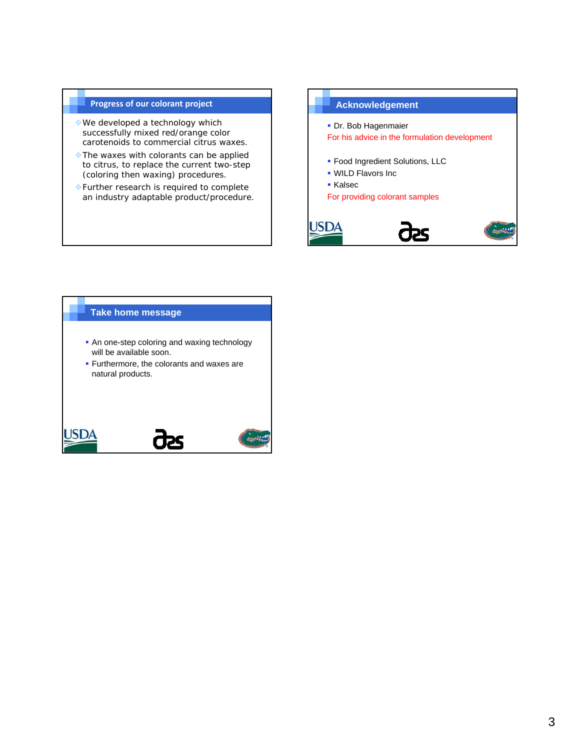## Progress of our colorant project

- We developed a technology which successfully mixed red/orange color carotenoids to commercial citrus waxes.
- The waxes with colorants can be applied to citrus, to replace the current two-step (coloring then waxing) procedures.
- Further research is required to complete an industry adaptable product/procedure.

## Acknowledgement

- Dr. Bob Hagenmaier

For his advice in the formulation development

- Food Ingredient Solutions, LLC
- WILD Flavors Inc
- Kalsec

For providing colorant samples

## Take home message

- An one-step coloring and waxing technology will be available soon.
- Furthermore, the colorants and waxes are natural products.